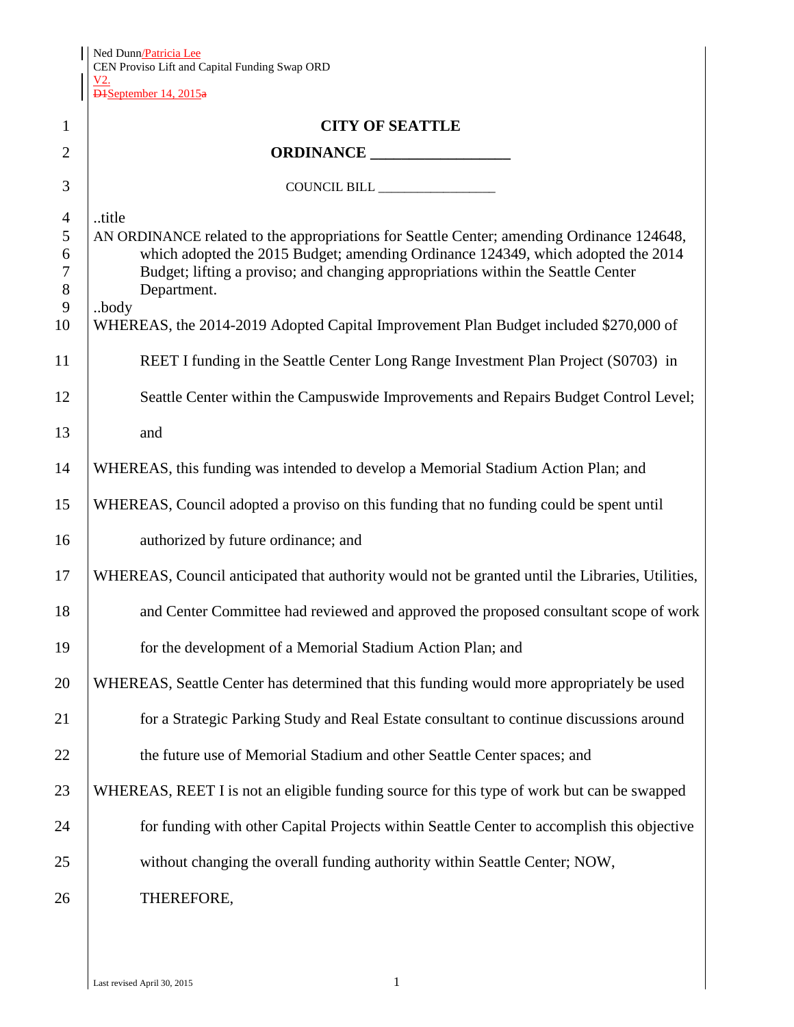Ned Dunn/Patricia Lee
CEN Proviso Lift and Capital Funding Swap ORD
V2.
D1September 14, 2015a

# CITY OF SEATTLE

## ORDINANCE __________________

COUNCIL BILL __________________

..title

AN ORDINANCE related to the appropriations for Seattle Center; amending Ordinance 124648, which adopted the 2015 Budget; amending Ordinance 124349, which adopted the 2014 Budget; lifting a proviso; and changing appropriations within the Seattle Center Department.

..body

WHEREAS, the 2014-2019 Adopted Capital Improvement Plan Budget included $270,000 of REET I funding in the Seattle Center Long Range Investment Plan Project (S0703) in Seattle Center within the Campuswide Improvements and Repairs Budget Control Level; and

WHEREAS, this funding was intended to develop a Memorial Stadium Action Plan; and

WHEREAS, Council adopted a proviso on this funding that no funding could be spent until authorized by future ordinance; and

WHEREAS, Council anticipated that authority would not be granted until the Libraries, Utilities, and Center Committee had reviewed and approved the proposed consultant scope of work for the development of a Memorial Stadium Action Plan; and

WHEREAS, Seattle Center has determined that this funding would more appropriately be used for a Strategic Parking Study and Real Estate consultant to continue discussions around the future use of Memorial Stadium and other Seattle Center spaces; and

WHEREAS, REET I is not an eligible funding source for this type of work but can be swapped for funding with other Capital Projects within Seattle Center to accomplish this objective without changing the overall funding authority within Seattle Center; NOW, THEREFORE,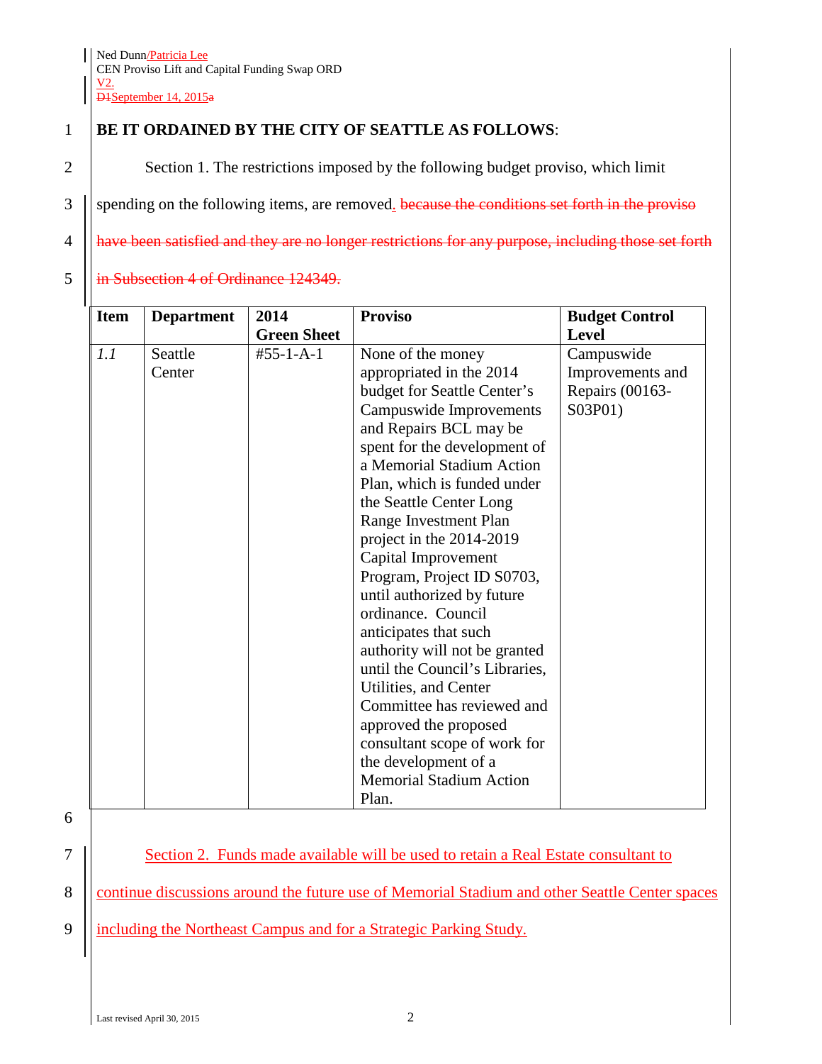Ned Dunn/Patricia Lee
CEN Proviso Lift and Capital Funding Swap ORD
V2.
D1September 14, 2015a

**BE IT ORDAINED BY THE CITY OF SEATTLE AS FOLLOWS**:

Section 1. The restrictions imposed by the following budget proviso, which limit spending on the following items, are removed. ~~because the conditions set forth in the proviso have been satisfied and they are no longer restrictions for any purpose, including those set forth in Subsection 4 of Ordinance 124349.~~

| Item | Department | 2014 Green Sheet | Proviso | Budget Control Level |
|---|---|---|---|---|
| *1.1* | Seattle Center | #55-1-A-1 | None of the money appropriated in the 2014 budget for Seattle Center's Campuswide Improvements and Repairs BCL may be spent for the development of a Memorial Stadium Action Plan, which is funded under the Seattle Center Long Range Investment Plan project in the 2014-2019 Capital Improvement Program, Project ID S0703, until authorized by future ordinance. Council anticipates that such authority will not be granted until the Council's Libraries, Utilities, and Center Committee has reviewed and approved the proposed consultant scope of work for the development of a Memorial Stadium Action Plan. | Campuswide Improvements and Repairs (00163-S03P01) |

Section 2. Funds made available will be used to retain a Real Estate consultant to continue discussions around the future use of Memorial Stadium and other Seattle Center spaces including the Northeast Campus and for a Strategic Parking Study.

Last revised April 30, 2015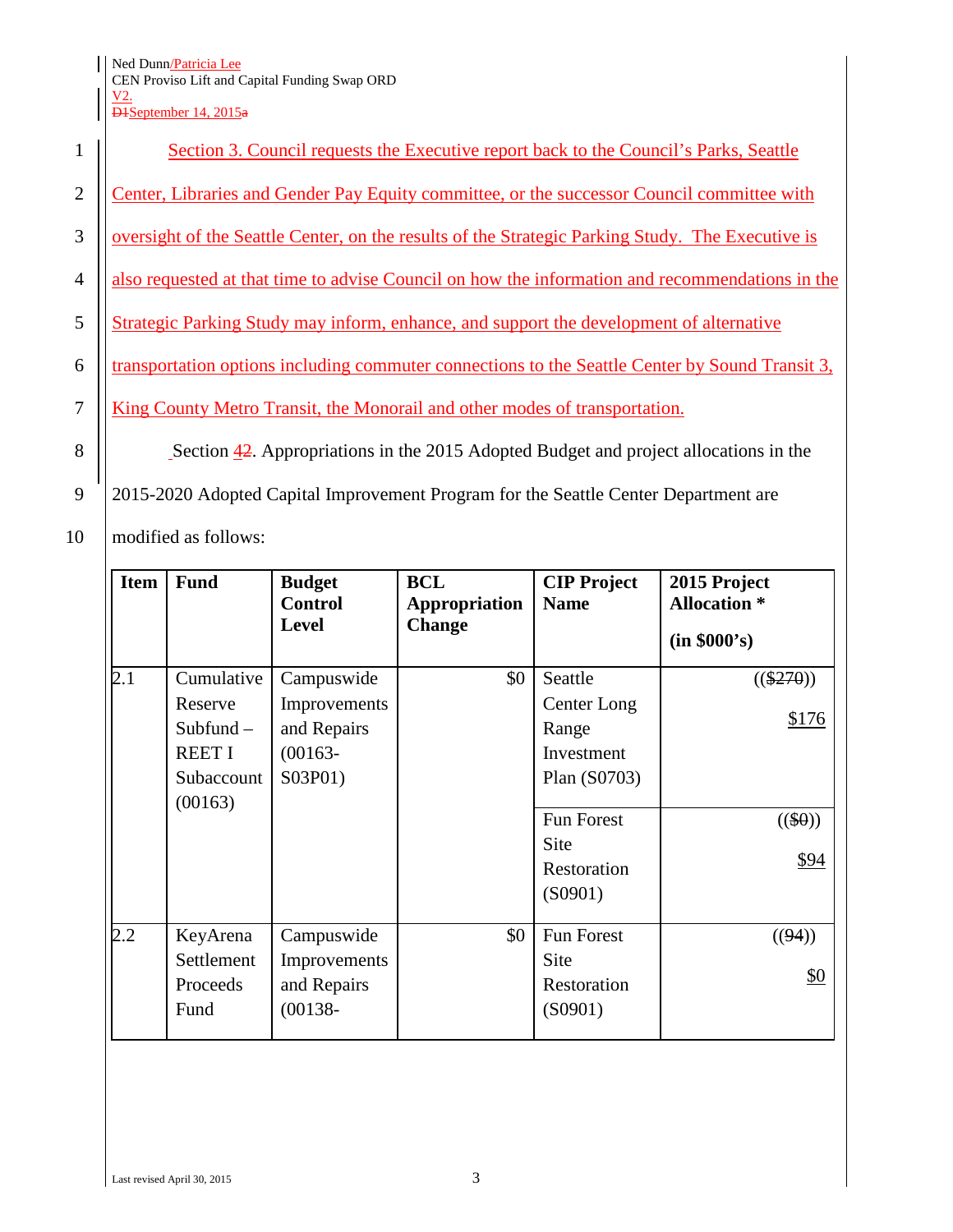Section 3. Council requests the Executive report back to the Council's Parks, Seattle Center, Libraries and Gender Pay Equity committee, or the successor Council committee with oversight of the Seattle Center, on the results of the Strategic Parking Study. The Executive is also requested at that time to advise Council on how the information and recommendations in the Strategic Parking Study may inform, enhance, and support the development of alternative transportation options including commuter connections to the Seattle Center by Sound Transit 3, King County Metro Transit, the Monorail and other modes of transportation.

Section ~~4~~2. Appropriations in the 2015 Adopted Budget and project allocations in the 2015-2020 Adopted Capital Improvement Program for the Seattle Center Department are modified as follows:

| Item | Fund | Budget Control Level | BCL Appropriation Change | CIP Project Name | 2015 Project Allocation * (in $000's) |
|---|---|---|---|---|---|
| 2.1 | Cumulative Reserve Subfund – REET I Subaccount (00163) | Campuswide Improvements and Repairs (00163-S03P01) | $0 | Seattle Center Long Range Investment Plan (S0703) | (($270)) $176 |
| | | | | Fun Forest Site Restoration (S0901) | (($0)) $94 |
| 2.2 | KeyArena Settlement Proceeds Fund | Campuswide Improvements and Repairs (00138- | $0 | Fun Forest Site Restoration (S0901) | ((94)) $0 |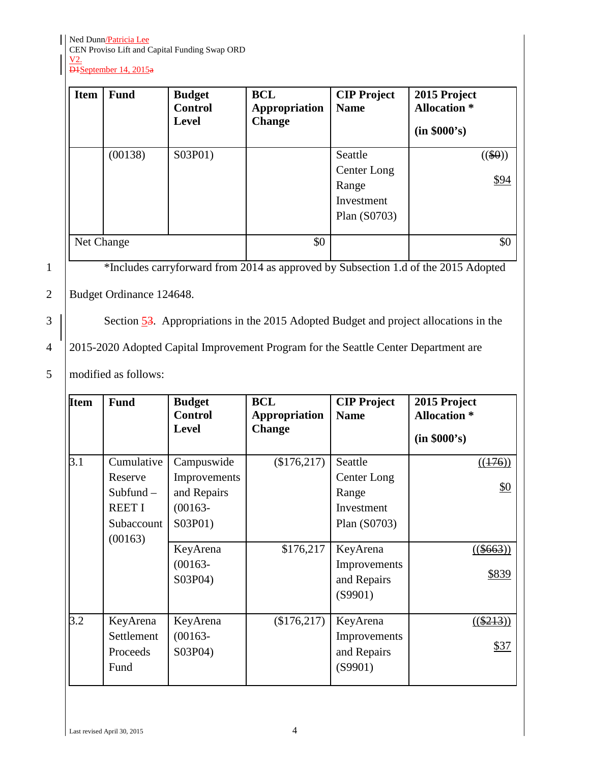| Item | Fund | Budget Control Level | BCL Appropriation Change | CIP Project Name | 2015 Project Allocation * (in $000's) |
|---|---|---|---|---|---|
| | (00138) | S03P01) | | Seattle Center Long Range Investment Plan (S0703) | (($0)) $94 |
| Net Change | | | $0 | | $0 |

*Includes carryforward from 2014 as approved by Subsection 1.d of the 2015 Adopted Budget Ordinance 124648.

Section 53. Appropriations in the 2015 Adopted Budget and project allocations in the 2015-2020 Adopted Capital Improvement Program for the Seattle Center Department are modified as follows:

| Item | Fund | Budget Control Level | BCL Appropriation Change | CIP Project Name | 2015 Project Allocation * (in $000's) |
|---|---|---|---|---|---|
| 3.1 | Cumulative Reserve Subfund – REET I Subaccount (00163) | Campuswide Improvements and Repairs (00163-S03P01) | ($176,217) | Seattle Center Long Range Investment Plan (S0703) | ((176)) $0 |
| | | KeyArena (00163-S03P04) | $176,217 | KeyArena Improvements and Repairs (S9901) | (($663)) $839 |
| 3.2 | KeyArena Settlement Proceeds Fund | KeyArena (00163-S03P04) | ($176,217) | KeyArena Improvements and Repairs (S9901) | (($213)) $37 |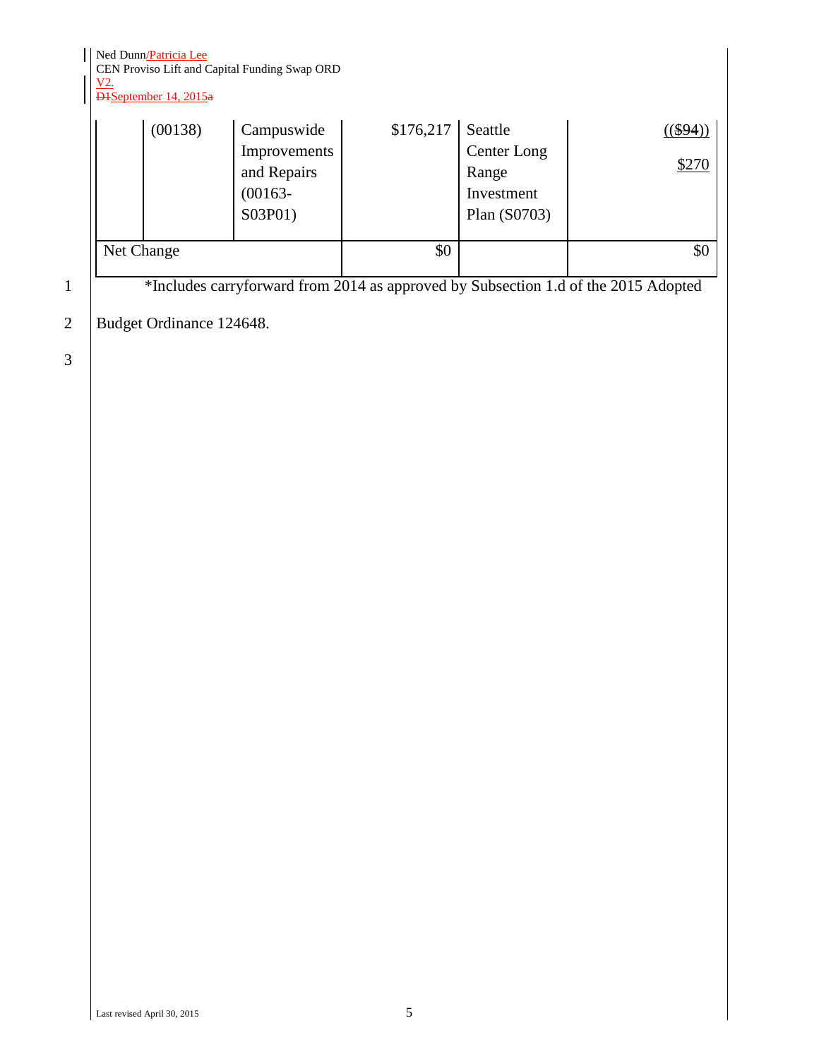|  | (00138) | Campuswide Improvements and Repairs (00163-S03P01) | $176,217 | Seattle Center Long Range Investment Plan (S0703) | (($94)) $270 |
|---|---|---|---|---|---|
| Net Change | | | $0 | | $0 |

*Includes carryforward from 2014 as approved by Subsection 1.d of the 2015 Adopted Budget Ordinance 124648.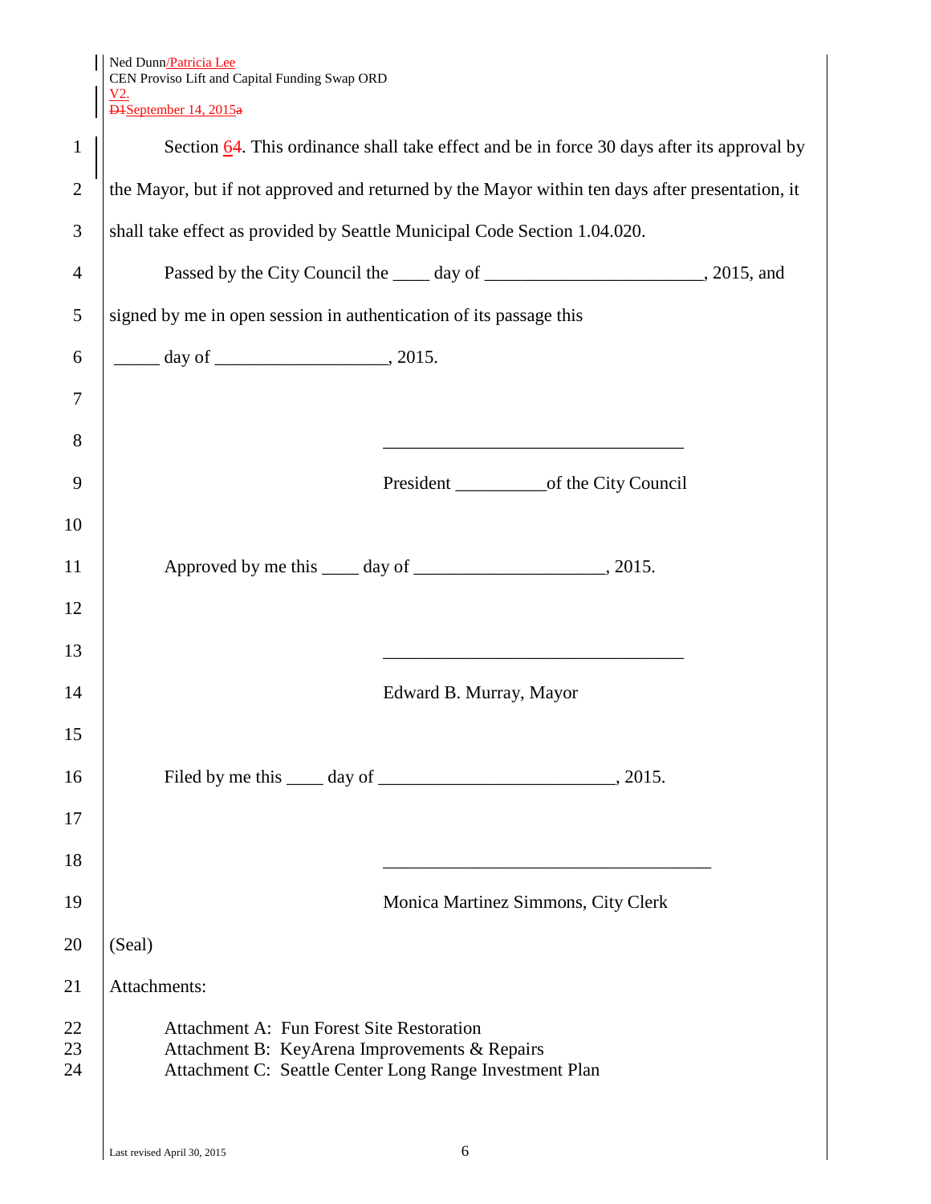Section 64. This ordinance shall take effect and be in force 30 days after its approval by the Mayor, but if not approved and returned by the Mayor within ten days after presentation, it shall take effect as provided by Seattle Municipal Code Section 1.04.020.

Passed by the City Council the ____ day of ________________________, 2015, and signed by me in open session in authentication of its passage this

_____ day of ___________________, 2015.

_________________________________

President __________of the City Council

Approved by me this ____ day of _____________________, 2015.

_________________________________

Edward B. Murray, Mayor

Filed by me this ____ day of __________________________, 2015.

____________________________________

Monica Martinez Simmons, City Clerk

(Seal)

Attachments:

Attachment A: Fun Forest Site Restoration
Attachment B: KeyArena Improvements & Repairs
Attachment C: Seattle Center Long Range Investment Plan